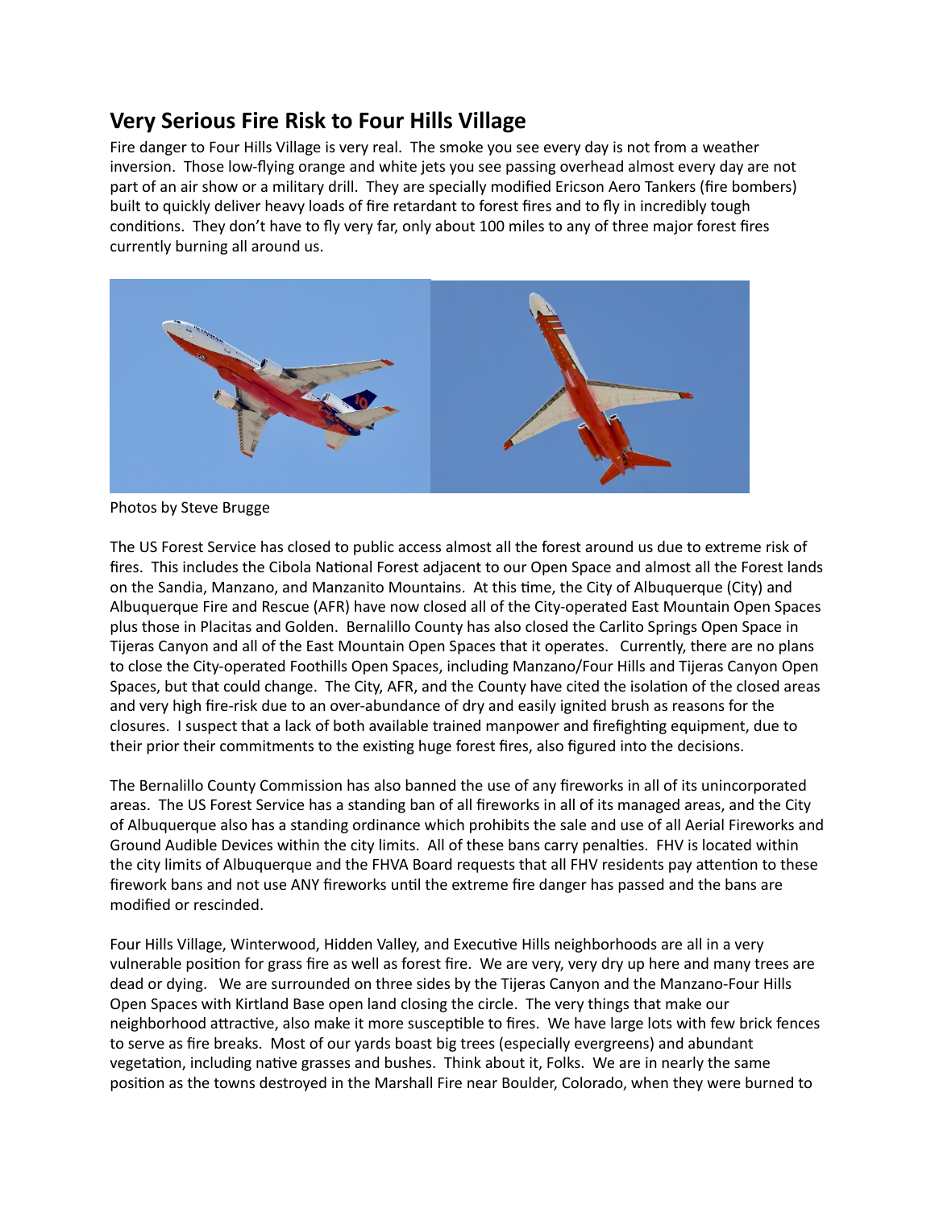# Very Serious Fire Risk to Four Hills Village

Fire danger to Four Hills Village is very real. The smoke you see every day is not from a weather inversion. Those low-flying orange and white jets you see passing overhead almost every day are not part of an air show or a military drill. They are specially modified Ericson Aero Tankers (fire bombers) built to quickly deliver heavy loads of fire retardant to forest fires and to fly in incredibly tough conditions. They don't have to fly very far, only about 100 miles to any of three major forest fires currently burning all around us.

Photos by Steve Brugge

The US Forest Service has closed to public access almost all the forest around us due to extreme risk of fires. This includes the Cibola National Forest adjacent to our Open Space and almost all the Forest lands on the Sandia, Manzano, and Manzanito Mountains. At this time, the City of Albuquerque (City) and Albuquerque Fire and Rescue (AFR) have now closed all of the City-operated East Mountain Open Spaces plus those in Placitas and Golden. Bernalillo County has also closed the Carlito Springs Open Space in Tijeras Canyon and all of the East Mountain Open Spaces that it operates. Currently, there are no plans to close the City-operated Foothills Open Spaces, including Manzano/Four Hills and Tijeras Canyon Open Spaces, but that could change. The City, AFR, and the County have cited the isolation of the closed areas and very high fire-risk due to an over-abundance of dry and easily ignited brush as reasons for the closures. I suspect that a lack of both available trained manpower and firefighting equipment, due to their prior their commitments to the existing huge forest fires, also figured into the decisions.

The Bernalillo County Commission has also banned the use of any fireworks in all of its unincorporated areas. The US Forest Service has a standing ban of all fireworks in all of its managed areas, and the City of Albuquerque also has a standing ordinance which prohibits the sale and use of all Aerial Fireworks and Ground Audible Devices within the city limits. All of these bans carry penalties. FHV is located within the city limits of Albuquerque and the FHVA Board requests that all FHV residents pay attention to these firework bans and not use ANY fireworks until the extreme fire danger has passed and the bans are modified or rescinded.

Four Hills Village, Winterwood, Hidden Valley, and Executive Hills neighborhoods are all in a very vulnerable position for grass fire as well as forest fire. We are very, very dry up here and many trees are dead or dying. We are surrounded on three sides by the Tijeras Canyon and the Manzano-Four Hills Open Spaces with Kirtland Base open land closing the circle. The very things that make our neighborhood attractive, also make it more susceptible to fires. We have large lots with few brick fences to serve as fire breaks. Most of our yards boast big trees (especially evergreens) and abundant vegetation, including native grasses and bushes. Think about it, Folks. We are in nearly the same position as the towns destroyed in the Marshall Fire near Boulder, Colorado, when they were burned to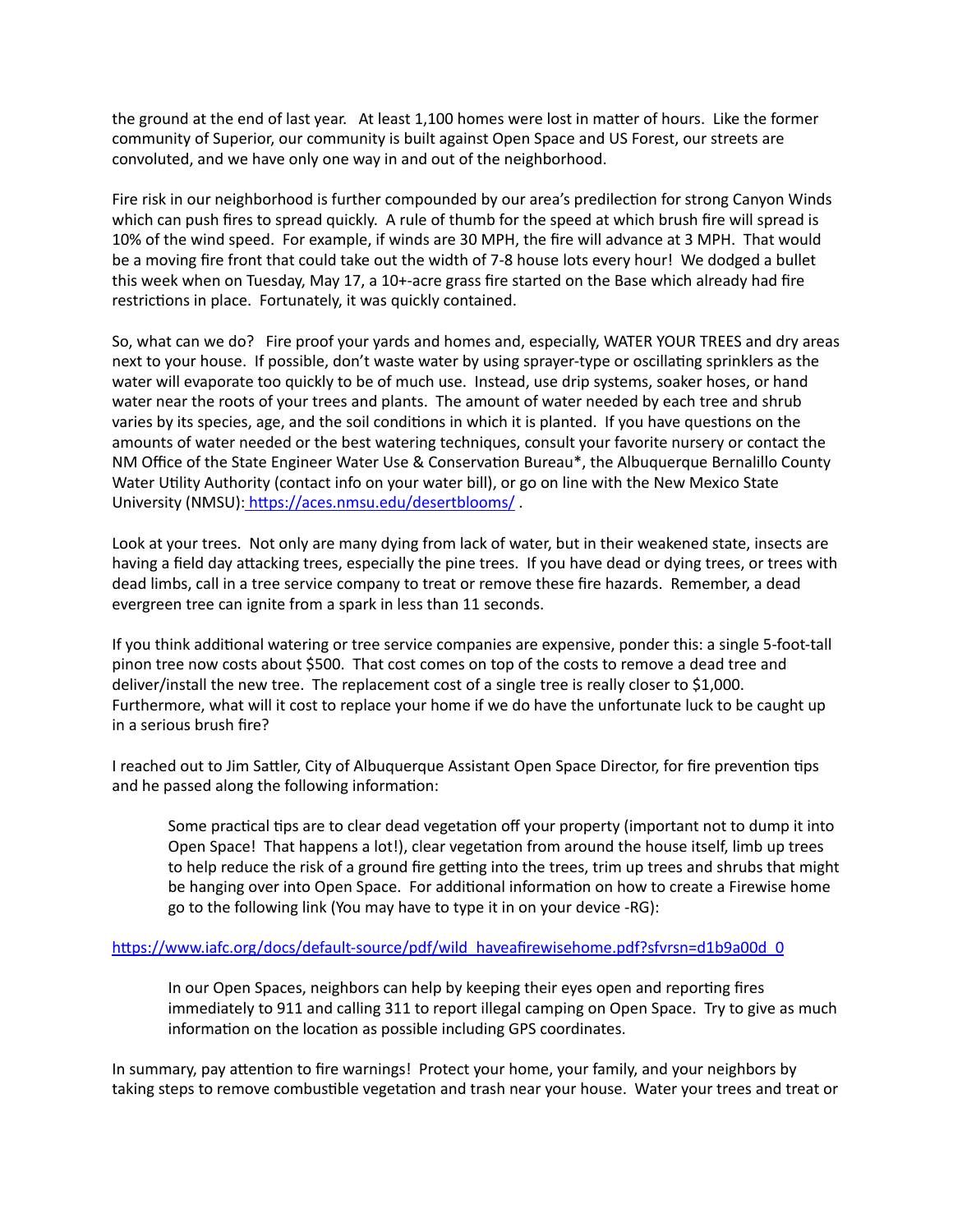the ground at the end of last year. At least 1,100 homes were lost in matter of hours. Like the former community of Superior, our community is built against Open Space and US Forest, our streets are convoluted, and we have only one way in and out of the neighborhood.

Fire risk in our neighborhood is further compounded by our area's predilection for strong Canyon Winds which can push fires to spread quickly. A rule of thumb for the speed at which brush fire will spread is 10% of the wind speed. For example, if winds are 30 MPH, the fire will advance at 3 MPH. That would be a moving fire front that could take out the width of 7-8 house lots every hour! We dodged a bullet this week when on Tuesday, May 17, a 10+-acre grass fire started on the Base which already had fire restrictions in place. Fortunately, it was quickly contained.

So, what can we do? Fire proof your yards and homes and, especially, WATER YOUR TREES and dry areas next to your house. If possible, don't waste water by using sprayer-type or oscillating sprinklers as the water will evaporate too quickly to be of much use. Instead, use drip systems, soaker hoses, or hand water near the roots of your trees and plants. The amount of water needed by each tree and shrub varies by its species, age, and the soil conditions in which it is planted. If you have questions on the amounts of water needed or the best watering techniques, consult your favorite nursery or contact the NM Office of the State Engineer Water Use & Conservation Bureau*, the Albuquerque Bernalillo County Water Utility Authority (contact info on your water bill), or go on line with the New Mexico State University (NMSU): https://aces.nmsu.edu/desertblooms/ .

Look at your trees. Not only are many dying from lack of water, but in their weakened state, insects are having a field day attacking trees, especially the pine trees. If you have dead or dying trees, or trees with dead limbs, call in a tree service company to treat or remove these fire hazards. Remember, a dead evergreen tree can ignite from a spark in less than 11 seconds.

If you think additional watering or tree service companies are expensive, ponder this: a single 5-foot-tall pinon tree now costs about $500. That cost comes on top of the costs to remove a dead tree and deliver/install the new tree. The replacement cost of a single tree is really closer to $1,000. Furthermore, what will it cost to replace your home if we do have the unfortunate luck to be caught up in a serious brush fire?

I reached out to Jim Sattler, City of Albuquerque Assistant Open Space Director, for fire prevention tips and he passed along the following information:

> Some practical tips are to clear dead vegetation off your property (important not to dump it into Open Space! That happens a lot!), clear vegetation from around the house itself, limb up trees to help reduce the risk of a ground fire getting into the trees, trim up trees and shrubs that might be hanging over into Open Space. For additional information on how to create a Firewise home go to the following link (You may have to type it in on your device -RG):

https://www.iafc.org/docs/default-source/pdf/wild_haveafirewisehome.pdf?sfvrsn=d1b9a00d_0

> In our Open Spaces, neighbors can help by keeping their eyes open and reporting fires immediately to 911 and calling 311 to report illegal camping on Open Space. Try to give as much information on the location as possible including GPS coordinates.

In summary, pay attention to fire warnings! Protect your home, your family, and your neighbors by taking steps to remove combustible vegetation and trash near your house. Water your trees and treat or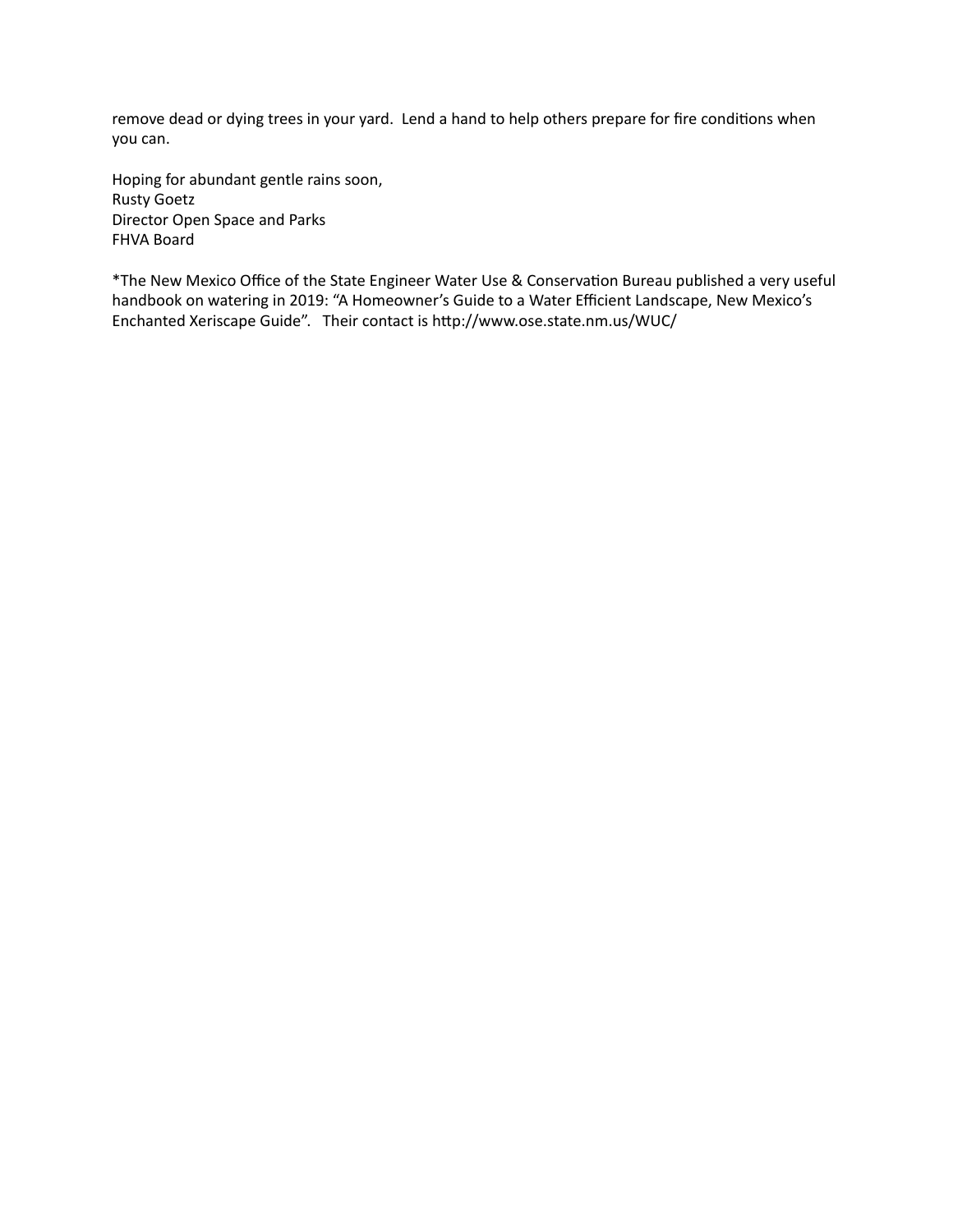remove dead or dying trees in your yard.  Lend a hand to help others prepare for fire conditions when you can.

Hoping for abundant gentle rains soon,  
Rusty Goetz  
Director Open Space and Parks  
FHVA Board

*The New Mexico Office of the State Engineer Water Use & Conservation Bureau published a very useful handbook on watering in 2019: "A Homeowner's Guide to a Water Efficient Landscape, New Mexico's Enchanted Xeriscape Guide".   Their contact is http://www.ose.state.nm.us/WUC/